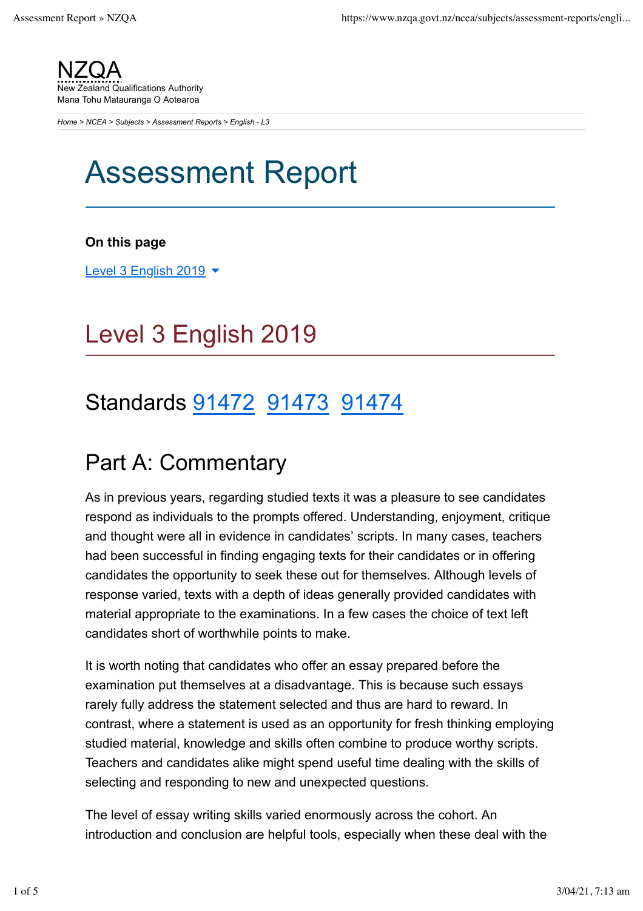NZQA
New Zealand Qualifications Authority
Mana Tohu Matauranga O Aotearoa

*Home > NCEA > Subjects > Assessment Reports > English - L3*

# Assessment Report

**On this page**

Level 3 English 2019

## Level 3 English 2019

## Standards 91472 91473 91474

## Part A: Commentary

As in previous years, regarding studied texts it was a pleasure to see candidates respond as individuals to the prompts offered. Understanding, enjoyment, critique and thought were all in evidence in candidates' scripts. In many cases, teachers had been successful in finding engaging texts for their candidates or in offering candidates the opportunity to seek these out for themselves. Although levels of response varied, texts with a depth of ideas generally provided candidates with material appropriate to the examinations. In a few cases the choice of text left candidates short of worthwhile points to make.

It is worth noting that candidates who offer an essay prepared before the examination put themselves at a disadvantage. This is because such essays rarely fully address the statement selected and thus are hard to reward. In contrast, where a statement is used as an opportunity for fresh thinking employing studied material, knowledge and skills often combine to produce worthy scripts. Teachers and candidates alike might spend useful time dealing with the skills of selecting and responding to new and unexpected questions.

The level of essay writing skills varied enormously across the cohort. An introduction and conclusion are helpful tools, especially when these deal with the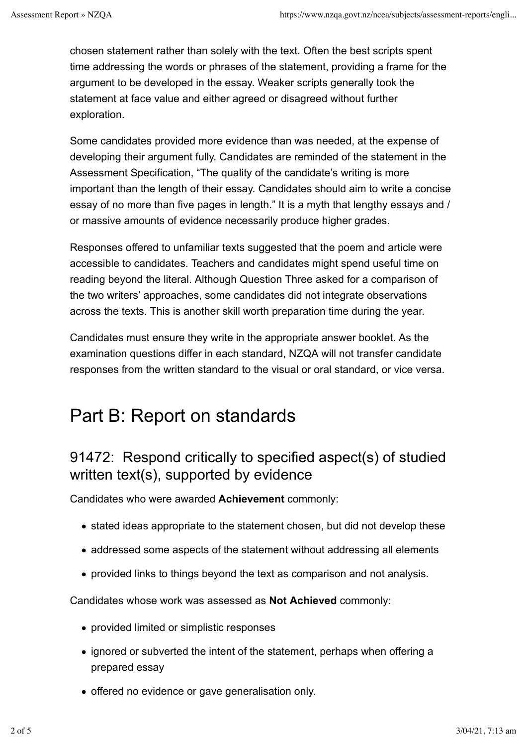chosen statement rather than solely with the text. Often the best scripts spent time addressing the words or phrases of the statement, providing a frame for the argument to be developed in the essay. Weaker scripts generally took the statement at face value and either agreed or disagreed without further exploration.

Some candidates provided more evidence than was needed, at the expense of developing their argument fully. Candidates are reminded of the statement in the Assessment Specification, "The quality of the candidate's writing is more important than the length of their essay. Candidates should aim to write a concise essay of no more than five pages in length." It is a myth that lengthy essays and / or massive amounts of evidence necessarily produce higher grades.

Responses offered to unfamiliar texts suggested that the poem and article were accessible to candidates. Teachers and candidates might spend useful time on reading beyond the literal. Although Question Three asked for a comparison of the two writers' approaches, some candidates did not integrate observations across the texts. This is another skill worth preparation time during the year.

Candidates must ensure they write in the appropriate answer booklet. As the examination questions differ in each standard, NZQA will not transfer candidate responses from the written standard to the visual or oral standard, or vice versa.

# Part B: Report on standards

## 91472: Respond critically to specified aspect(s) of studied written text(s), supported by evidence

Candidates who were awarded **Achievement** commonly:

- stated ideas appropriate to the statement chosen, but did not develop these
- addressed some aspects of the statement without addressing all elements
- provided links to things beyond the text as comparison and not analysis.

Candidates whose work was assessed as **Not Achieved** commonly:

- provided limited or simplistic responses
- ignored or subverted the intent of the statement, perhaps when offering a prepared essay
- offered no evidence or gave generalisation only.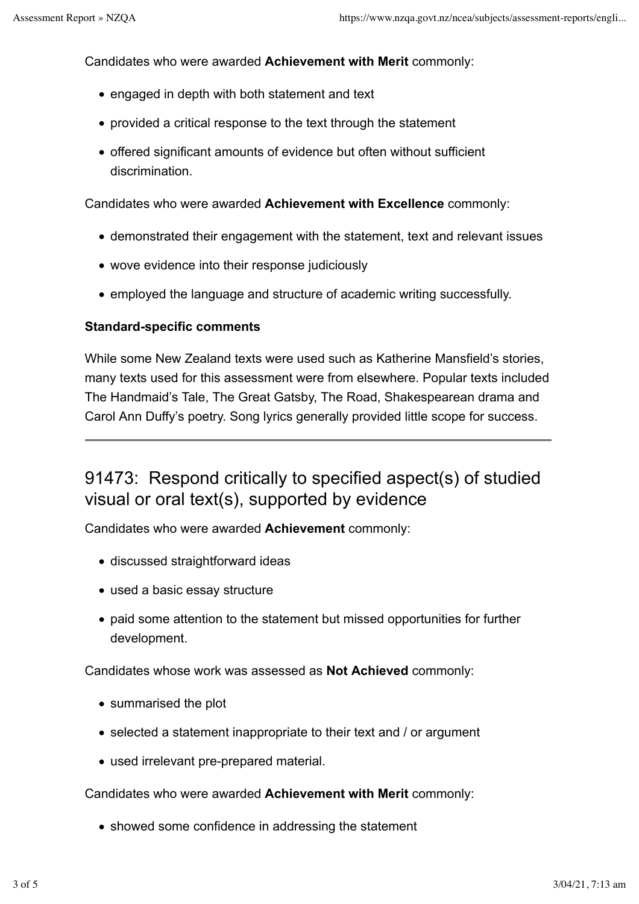Candidates who were awarded **Achievement with Merit** commonly:

- engaged in depth with both statement and text
- provided a critical response to the text through the statement
- offered significant amounts of evidence but often without sufficient discrimination.

Candidates who were awarded **Achievement with Excellence** commonly:

- demonstrated their engagement with the statement, text and relevant issues
- wove evidence into their response judiciously
- employed the language and structure of academic writing successfully.

**Standard-specific comments**

While some New Zealand texts were used such as Katherine Mansfield's stories, many texts used for this assessment were from elsewhere. Popular texts included The Handmaid's Tale, The Great Gatsby, The Road, Shakespearean drama and Carol Ann Duffy's poetry. Song lyrics generally provided little scope for success.

---

## 91473: Respond critically to specified aspect(s) of studied visual or oral text(s), supported by evidence

Candidates who were awarded **Achievement** commonly:

- discussed straightforward ideas
- used a basic essay structure
- paid some attention to the statement but missed opportunities for further development.

Candidates whose work was assessed as **Not Achieved** commonly:

- summarised the plot
- selected a statement inappropriate to their text and / or argument
- used irrelevant pre-prepared material.

Candidates who were awarded **Achievement with Merit** commonly:

- showed some confidence in addressing the statement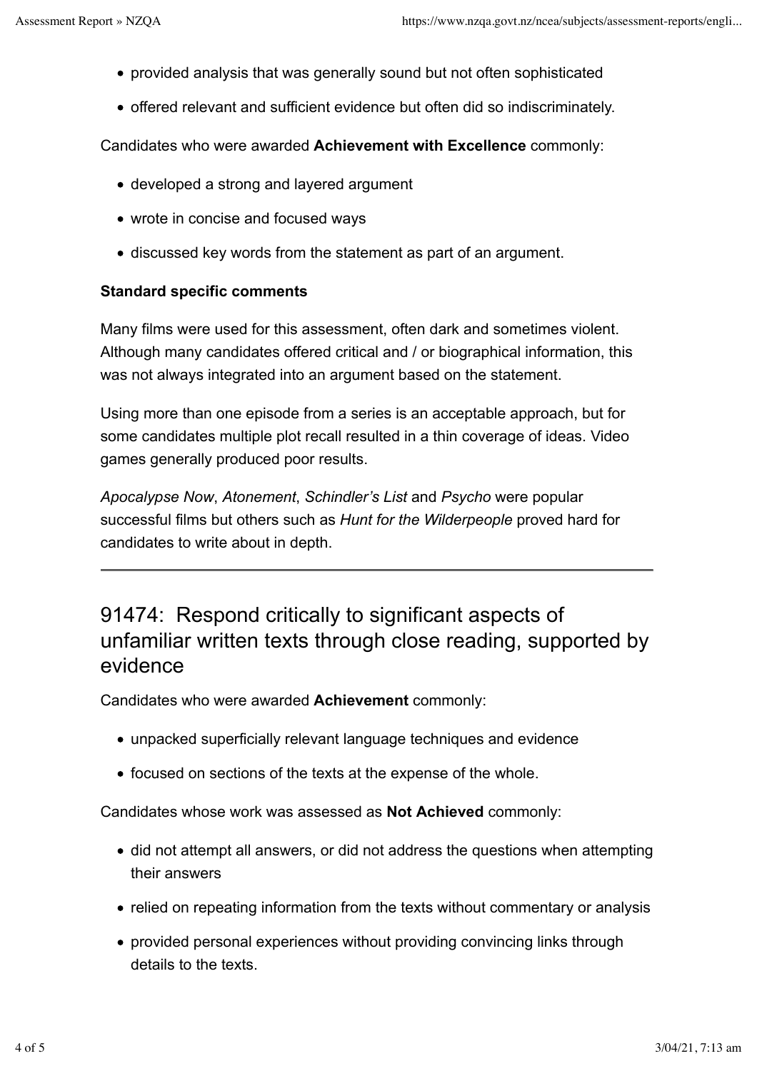- provided analysis that was generally sound but not often sophisticated
- offered relevant and sufficient evidence but often did so indiscriminately.

Candidates who were awarded **Achievement with Excellence** commonly:

- developed a strong and layered argument
- wrote in concise and focused ways
- discussed key words from the statement as part of an argument.

**Standard specific comments**

Many films were used for this assessment, often dark and sometimes violent. Although many candidates offered critical and / or biographical information, this was not always integrated into an argument based on the statement.

Using more than one episode from a series is an acceptable approach, but for some candidates multiple plot recall resulted in a thin coverage of ideas. Video games generally produced poor results.

*Apocalypse Now*, *Atonement*, *Schindler's List* and *Psycho* were popular successful films but others such as *Hunt for the Wilderpeople* proved hard for candidates to write about in depth.

---

## 91474: Respond critically to significant aspects of unfamiliar written texts through close reading, supported by evidence

Candidates who were awarded **Achievement** commonly:

- unpacked superficially relevant language techniques and evidence
- focused on sections of the texts at the expense of the whole.

Candidates whose work was assessed as **Not Achieved** commonly:

- did not attempt all answers, or did not address the questions when attempting their answers
- relied on repeating information from the texts without commentary or analysis
- provided personal experiences without providing convincing links through details to the texts.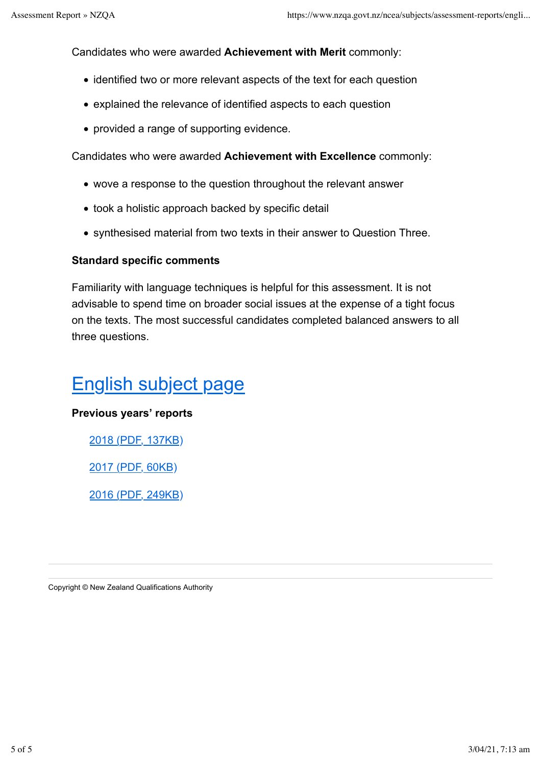Candidates who were awarded **Achievement with Merit** commonly:

- identified two or more relevant aspects of the text for each question
- explained the relevance of identified aspects to each question
- provided a range of supporting evidence.

Candidates who were awarded **Achievement with Excellence** commonly:

- wove a response to the question throughout the relevant answer
- took a holistic approach backed by specific detail
- synthesised material from two texts in their answer to Question Three.

### Standard specific comments

Familiarity with language techniques is helpful for this assessment. It is not advisable to spend time on broader social issues at the expense of a tight focus on the texts. The most successful candidates completed balanced answers to all three questions.

## English subject page

**Previous years' reports**

2018 (PDF, 137KB)

2017 (PDF, 60KB)

2016 (PDF, 249KB)

Copyright © New Zealand Qualifications Authority